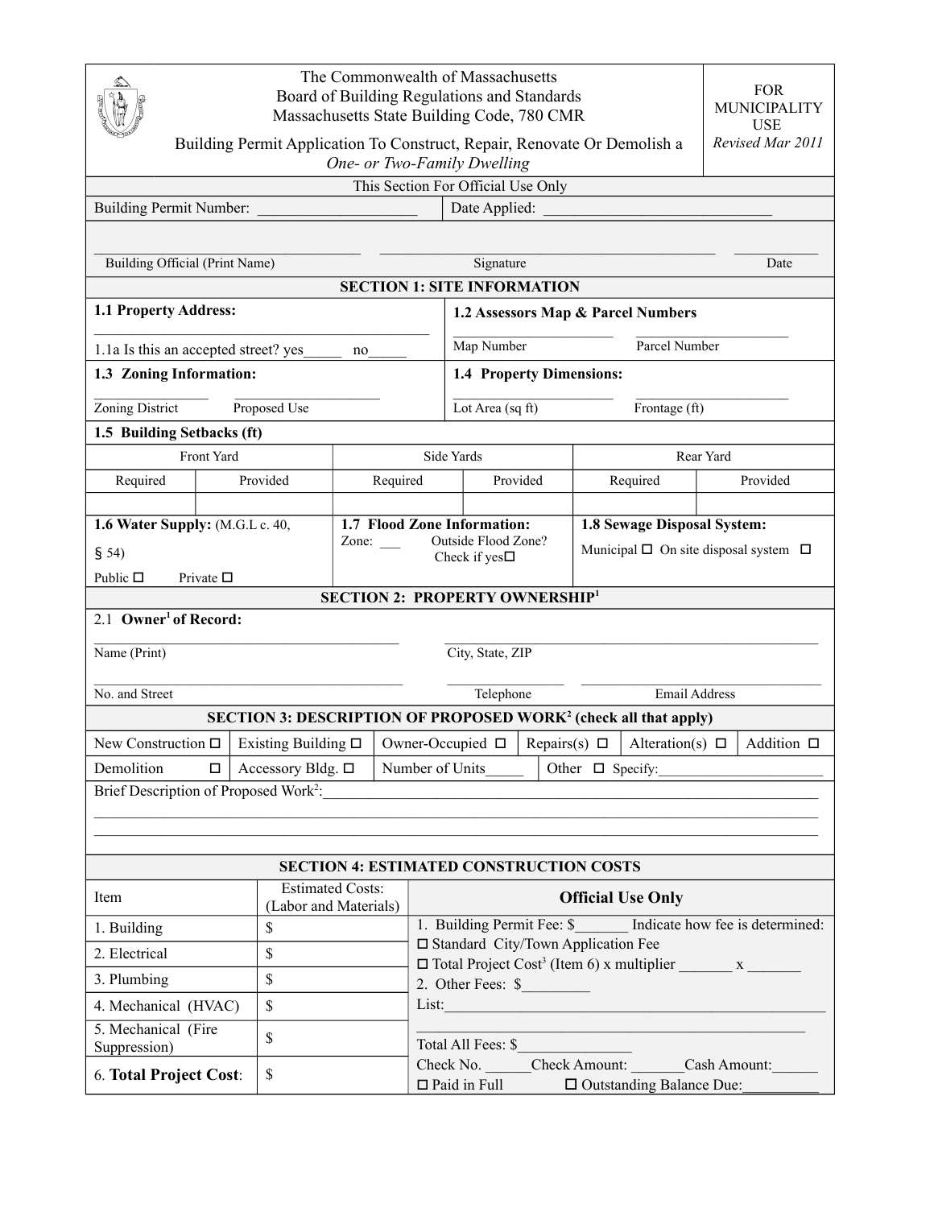The Commonwealth of Massachusetts
Board of Building Regulations and Standards
Massachusetts State Building Code, 780 CMR

Building Permit Application To Construct, Repair, Renovate Or Demolish a *One- or Two-Family Dwelling*

FOR MUNICIPALITY USE
*Revised Mar 2011*

This Section For Official Use Only

Building Permit Number: ____________________ Date Applied: ____________________________

______________________________ ______________________________ ____________
Building Official (Print Name) Signature Date

## SECTION 1: SITE INFORMATION

**1.1 Property Address:**

______________________________________

1.1a Is this an accepted street? yes_____ no_____

**1.2 Assessors Map & Parcel Numbers**

____________________ ____________________
Map Number Parcel Number

**1.3 Zoning Information:**

____________________ ____________________
Zoning District Proposed Use

**1.4 Property Dimensions:**

____________________ ____________________
Lot Area (sq ft) Frontage (ft)

**1.5 Building Setbacks (ft)**

| Front Yard | | Side Yards | | Rear Yard | |
|---|---|---|---|---|---|
| Required | Provided | Required | Provided | Required | Provided |
| | | | | | |

**1.6 Water Supply:** (M.G.L c. 40, § 54)
Public ☐ Private ☐

**1.7 Flood Zone Information:**
Zone: ___ Outside Flood Zone? Check if yes☐

**1.8 Sewage Disposal System:**
Municipal ☐ On site disposal system ☐

## SECTION 2: PROPERTY OWNERSHIP[1]

2.1 **Owner[1] of Record:**

______________________________ ______________________________
Name (Print) City, State, ZIP

______________________________ ____________ ____________________
No. and Street Telephone Email Address

## SECTION 3: DESCRIPTION OF PROPOSED WORK[2] (check all that apply)

| | | | | | |
|---|---|---|---|---|---|
| New Construction ☐ | Existing Building ☐ | Owner-Occupied ☐ | Repairs(s) ☐ | Alteration(s) ☐ | Addition ☐ |
| Demolition ☐ | Accessory Bldg. ☐ | Number of Units_____ | Other ☐ Specify:______________________ | | |

Brief Description of Proposed Work[2]:____________________________________________________________
______________________________________________________________________________
______________________________________________________________________________

## SECTION 4: ESTIMATED CONSTRUCTION COSTS

| Item | Estimated Costs: (Labor and Materials) |
|---|---|
| 1. Building | $ |
| 2. Electrical | $ |
| 3. Plumbing | $ |
| 4. Mechanical (HVAC) | $ |
| 5. Mechanical (Fire Suppression) | $ |
| 6. **Total Project Cost**: | $ |

**Official Use Only**

1. Building Permit Fee: $_______ Indicate how fee is determined:
☐ Standard City/Town Application Fee
☐ Total Project Cost[3] (Item 6) x multiplier _______ x _______
2. Other Fees: $_________
List:__________________________________________________
__________________________________________________
Total All Fees: $_______________
Check No. ______Check Amount: _______Cash Amount:______
☐ Paid in Full ☐ Outstanding Balance Due:__________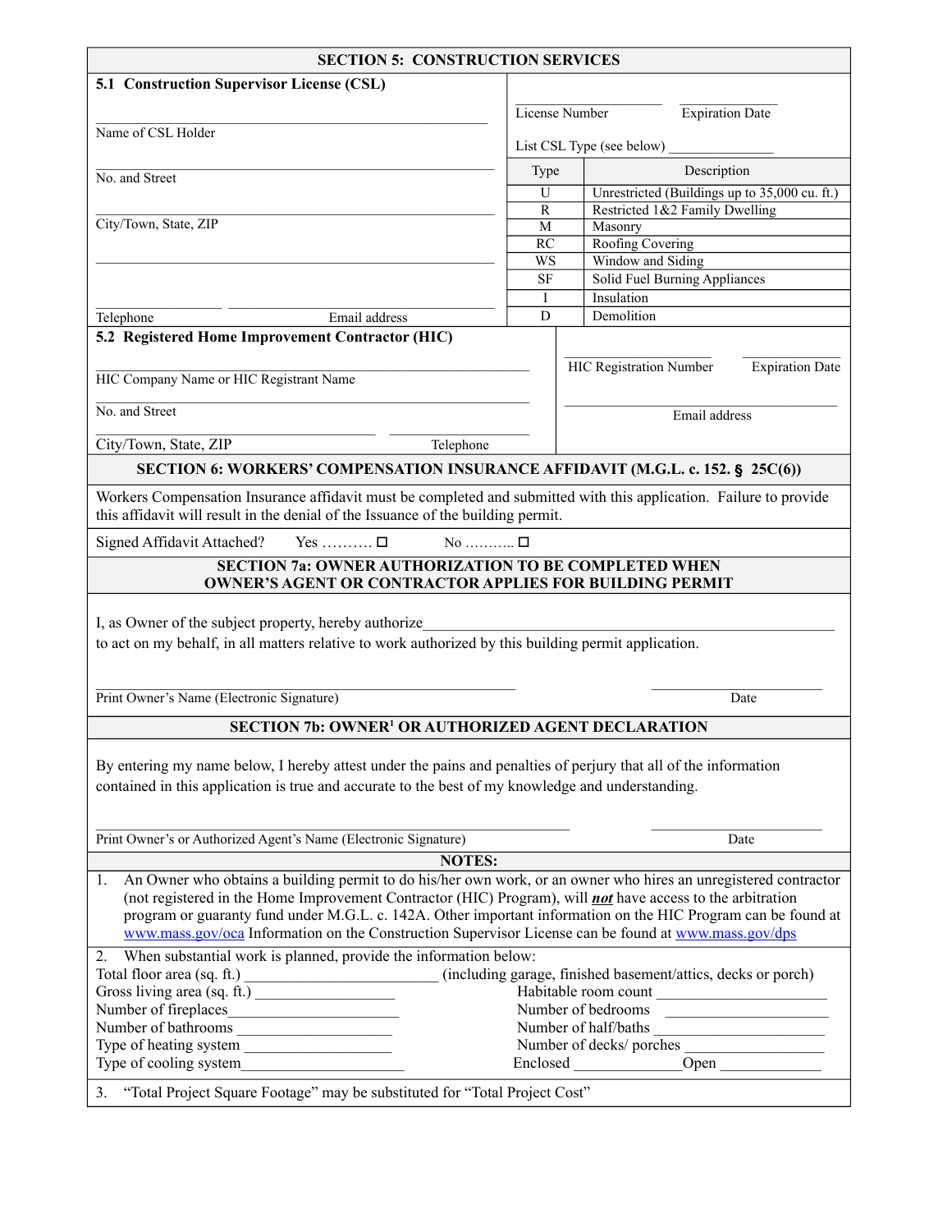## SECTION 5: CONSTRUCTION SERVICES

### 5.1 Construction Supervisor License (CSL)

______________________________
Name of CSL Holder

______________________________
No. and Street

______________________________
City/Town, State, ZIP

______________________________

______________ ______________
Telephone Email address

______________ ______________
License Number Expiration Date

List CSL Type (see below) ______________

| Type | Description |
|---|---|
| U | Unrestricted (Buildings up to 35,000 cu. ft.) |
| R | Restricted 1&2 Family Dwelling |
| M | Masonry |
| RC | Roofing Covering |
| WS | Window and Siding |
| SF | Solid Fuel Burning Appliances |
| I | Insulation |
| D | Demolition |

### 5.2 Registered Home Improvement Contractor (HIC)

______________________________
HIC Company Name or HIC Registrant Name

______________________________
No. and Street

______________________________ ______________
City/Town, State, ZIP Telephone

______________ ______________
HIC Registration Number Expiration Date

______________________________
Email address

## SECTION 6: WORKERS' COMPENSATION INSURANCE AFFIDAVIT (M.G.L. c. 152. § 25C(6))

Workers Compensation Insurance affidavit must be completed and submitted with this application. Failure to provide this affidavit will result in the denial of the Issuance of the building permit.

Signed Affidavit Attached? Yes ………. ☐ No ……….. ☐

## SECTION 7a: OWNER AUTHORIZATION TO BE COMPLETED WHEN OWNER'S AGENT OR CONTRACTOR APPLIES FOR BUILDING PERMIT

I, as Owner of the subject property, hereby authorize______________________________
to act on my behalf, in all matters relative to work authorized by this building permit application.

______________________________ ______________
Print Owner's Name (Electronic Signature) Date

## SECTION 7b: OWNER[1] OR AUTHORIZED AGENT DECLARATION

By entering my name below, I hereby attest under the pains and penalties of perjury that all of the information contained in this application is true and accurate to the best of my knowledge and understanding.

______________________________ ______________
Print Owner's or Authorized Agent's Name (Electronic Signature) Date

**NOTES:**

1. An Owner who obtains a building permit to do his/her own work, or an owner who hires an unregistered contractor (not registered in the Home Improvement Contractor (HIC) Program), will ***not*** have access to the arbitration program or guaranty fund under M.G.L. c. 142A. Other important information on the HIC Program can be found at www.mass.gov/oca Information on the Construction Supervisor License can be found at www.mass.gov/dps

2. When substantial work is planned, provide the information below:
   - Total floor area (sq. ft.) ______________ (including garage, finished basement/attics, decks or porch)
   - Gross living area (sq. ft.) ______________
   - Habitable room count ______________
   - Number of fireplaces ______________
   - Number of bedrooms ______________
   - Number of bathrooms ______________
   - Number of half/baths ______________
   - Type of heating system ______________
   - Number of decks/ porches ______________
   - Type of cooling system______________
   - Enclosed ______________Open ______________

3. "Total Project Square Footage" may be substituted for "Total Project Cost"